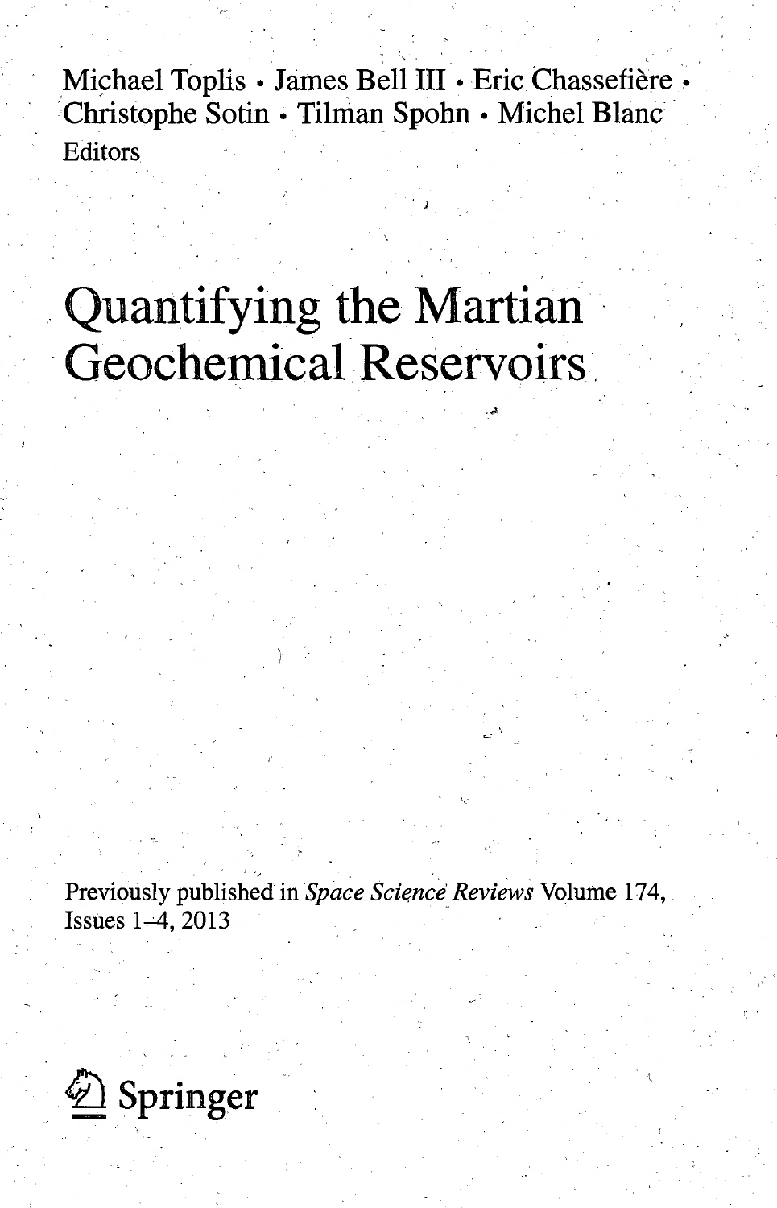Michael Toplis • James Bell III • Eric Chassefière • Christophe Sotin • Tilman Spohn • Michel Blanc
Editors

# Quantifying the Martian Geochemical Reservoirs

Previously published in *Space Science Reviews* Volume 174, Issues 1–4, 2013

Springer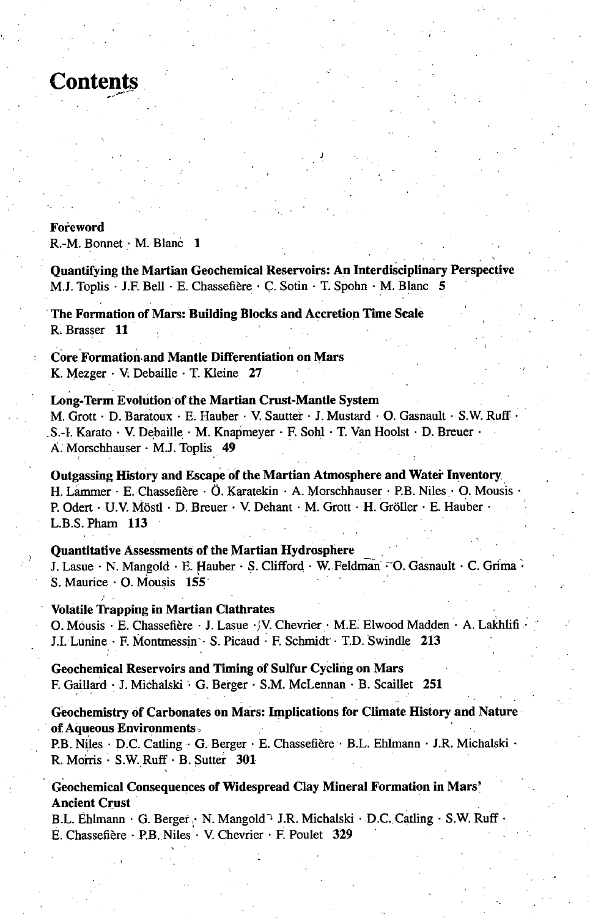# Contents

**Foreword**
R.-M. Bonnet · M. Blanc **1**

**Quantifying the Martian Geochemical Reservoirs: An Interdisciplinary Perspective**
M.J. Toplis · J.F. Bell · E. Chassefière · C. Sotin · T. Spohn · M. Blanc **5**

**The Formation of Mars: Building Blocks and Accretion Time Scale**
R. Brasser **11**

**Core Formation and Mantle Differentiation on Mars**
K. Mezger · V. Debaille · T. Kleine **27**

**Long-Term Evolution of the Martian Crust-Mantle System**
M. Grott · D. Baratoux · E. Hauber · V. Sautter · J. Mustard · O. Gasnault · S.W. Ruff · S.-I. Karato · V. Debaille · M. Knapmeyer · F. Sohl · T. Van Hoolst · D. Breuer · A. Morschhauser · M.J. Toplis **49**

**Outgassing History and Escape of the Martian Atmosphere and Water Inventory**
H. Lammer · E. Chassefière · Ö. Karatekin · A. Morschhauser · P.B. Niles · O. Mousis · P. Odert · U.V. Möstl · D. Breuer · V. Dehant · M. Grott · H. Gröller · E. Hauber · L.B.S. Pham **113**

**Quantitative Assessments of the Martian Hydrosphere**
J. Lasue · N. Mangold · E. Hauber · S. Clifford · W. Feldman · O. Gasnault · C. Grima · S. Maurice · O. Mousis **155**

**Volatile Trapping in Martian Clathrates**
O. Mousis · E. Chassefière · J. Lasue · V. Chevrier · M.E. Elwood Madden · A. Lakhlifi · J.I. Lunine · F. Montmessin · S. Picaud · F. Schmidt · T.D. Swindle **213**

**Geochemical Reservoirs and Timing of Sulfur Cycling on Mars**
F. Gaillard · J. Michalski · G. Berger · S.M. McLennan · B. Scaillet **251**

**Geochemistry of Carbonates on Mars: Implications for Climate History and Nature of Aqueous Environments**
P.B. Niles · D.C. Catling · G. Berger · E. Chassefière · B.L. Ehlmann · J.R. Michalski · R. Morris · S.W. Ruff · B. Sutter **301**

**Geochemical Consequences of Widespread Clay Mineral Formation in Mars' Ancient Crust**
B.L. Ehlmann · G. Berger · N. Mangold · J.R. Michalski · D.C. Catling · S.W. Ruff · E. Chassefière · P.B. Niles · V. Chevrier · F. Poulet **329**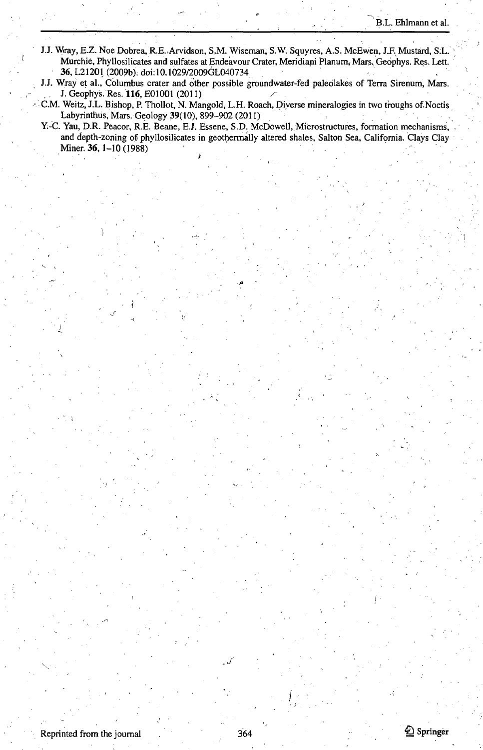J.J. Wray, E.Z. Noe Dobrea, R.E. Arvidson, S.M. Wiseman, S.W. Squyres, A.S. McEwen, J.F. Mustard, S.L. Murchie, Phyllosilicates and sulfates at Endeavour Crater, Meridiani Planum, Mars. Geophys. Res. Lett. **36**, L21201 (2009b). doi:10.1029/2009GL040734

J.J. Wray et al., Columbus crater and other possible groundwater-fed paleolakes of Terra Sirenum, Mars. J. Geophys. Res. **116**, E01001 (2011)

C.M. Weitz, J.L. Bishop, P. Thollot, N. Mangold, L.H. Roach, Diverse mineralogies in two troughs of Noctis Labyrinthus, Mars. Geology **39**(10), 899–902 (2011)

Y.-C. Yau, D.R. Peacor, R.E. Beane, E.J. Essene, S.D. McDowell, Microstructures, formation mechanisms, and depth-zoning of phyllosilicates in geothermally altered shales, Salton Sea, California. Clays Clay Miner. **36**, 1–10 (1988)